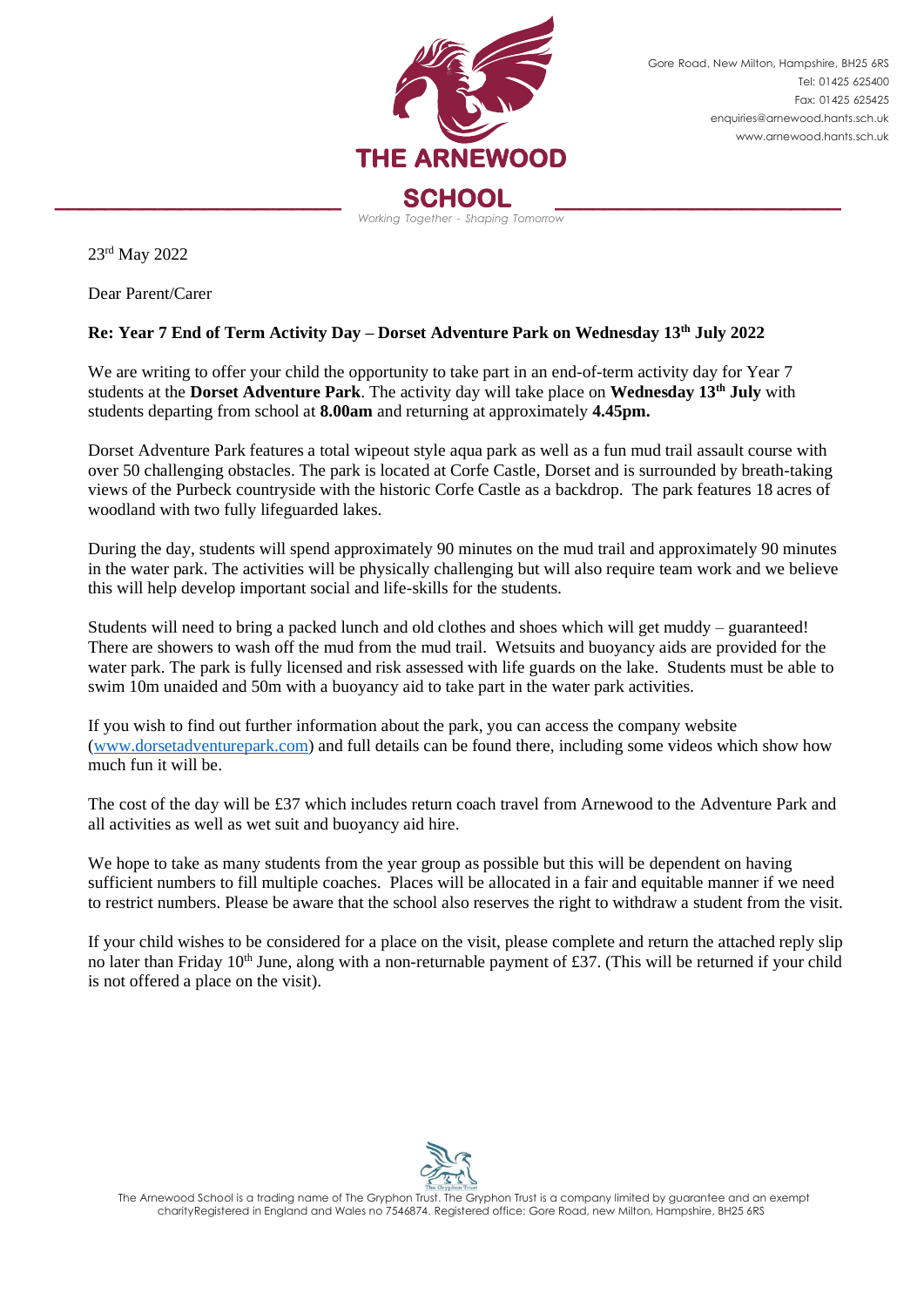THE ARNEWOOD SCHOOL

*Working Together - Shaping Tomorrow*

Gore Road, New Milton, Hampshire, BH25 6RS
Tel: 01425 625400
Fax: 01425 625425
enquiries@arnewood.hants.sch.uk
www.arnewood.hants.sch.uk

23rd May 2022

Dear Parent/Carer

**Re: Year 7 End of Term Activity Day – Dorset Adventure Park on Wednesday 13th July 2022**

We are writing to offer your child the opportunity to take part in an end-of-term activity day for Year 7 students at the **Dorset Adventure Park**. The activity day will take place on **Wednesday 13th July** with students departing from school at **8.00am** and returning at approximately **4.45pm.**

Dorset Adventure Park features a total wipeout style aqua park as well as a fun mud trail assault course with over 50 challenging obstacles. The park is located at Corfe Castle, Dorset and is surrounded by breath-taking views of the Purbeck countryside with the historic Corfe Castle as a backdrop. The park features 18 acres of woodland with two fully lifeguarded lakes.

During the day, students will spend approximately 90 minutes on the mud trail and approximately 90 minutes in the water park. The activities will be physically challenging but will also require team work and we believe this will help develop important social and life-skills for the students.

Students will need to bring a packed lunch and old clothes and shoes which will get muddy – guaranteed! There are showers to wash off the mud from the mud trail. Wetsuits and buoyancy aids are provided for the water park. The park is fully licensed and risk assessed with life guards on the lake. Students must be able to swim 10m unaided and 50m with a buoyancy aid to take part in the water park activities.

If you wish to find out further information about the park, you can access the company website ([www.dorsetadventurepark.com](www.dorsetadventurepark.com)) and full details can be found there, including some videos which show how much fun it will be.

The cost of the day will be £37 which includes return coach travel from Arnewood to the Adventure Park and all activities as well as wet suit and buoyancy aid hire.

We hope to take as many students from the year group as possible but this will be dependent on having sufficient numbers to fill multiple coaches. Places will be allocated in a fair and equitable manner if we need to restrict numbers. Please be aware that the school also reserves the right to withdraw a student from the visit.

If your child wishes to be considered for a place on the visit, please complete and return the attached reply slip no later than Friday 10th June, along with a non-returnable payment of £37. (This will be returned if your child is not offered a place on the visit).

The Arnewood School is a trading name of The Gryphon Trust. The Gryphon Trust is a company limited by guarantee and an exempt charityRegistered in England and Wales no 7546874. Registered office: Gore Road, new Milton, Hampshire, BH25 6RS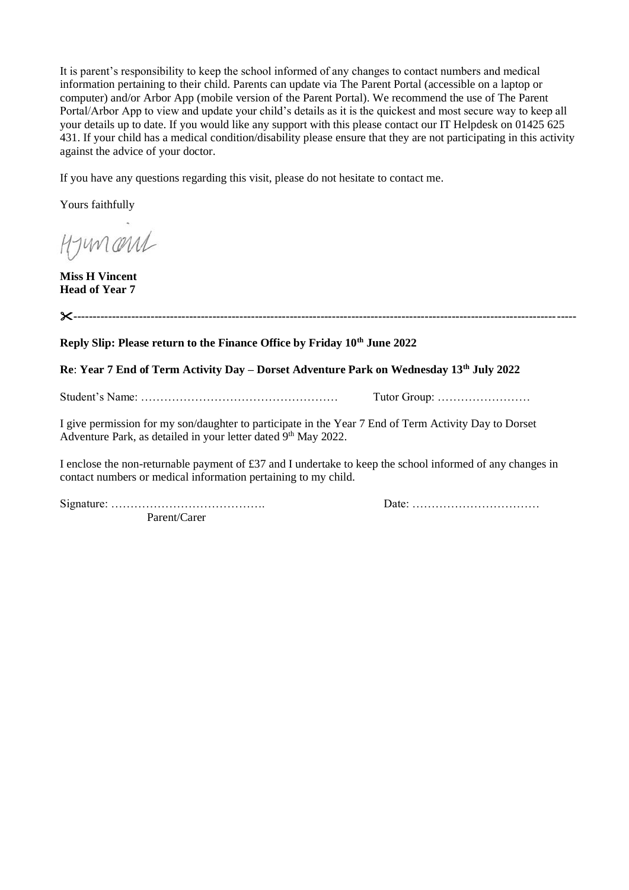It is parent's responsibility to keep the school informed of any changes to contact numbers and medical information pertaining to their child. Parents can update via The Parent Portal (accessible on a laptop or computer) and/or Arbor App (mobile version of the Parent Portal). We recommend the use of The Parent Portal/Arbor App to view and update your child's details as it is the quickest and most secure way to keep all your details up to date. If you would like any support with this please contact our IT Helpdesk on 01425 625 431. If your child has a medical condition/disability please ensure that they are not participating in this activity against the advice of your doctor.

If you have any questions regarding this visit, please do not hesitate to contact me.

Yours faithfully

**Miss H Vincent**
**Head of Year 7**

✂-----------------------------------------------------------------------------------------------------------------------

**Reply Slip: Please return to the Finance Office by Friday 10th June 2022**

**Re**: **Year 7 End of Term Activity Day – Dorset Adventure Park on Wednesday 13th July 2022**

Student's Name: …………………………………………… Tutor Group: ……………………

I give permission for my son/daughter to participate in the Year 7 End of Term Activity Day to Dorset Adventure Park, as detailed in your letter dated 9th May 2022.

I enclose the non-returnable payment of £37 and I undertake to keep the school informed of any changes in contact numbers or medical information pertaining to my child.

Signature: …………………………………. Date: ……………………………
Parent/Carer